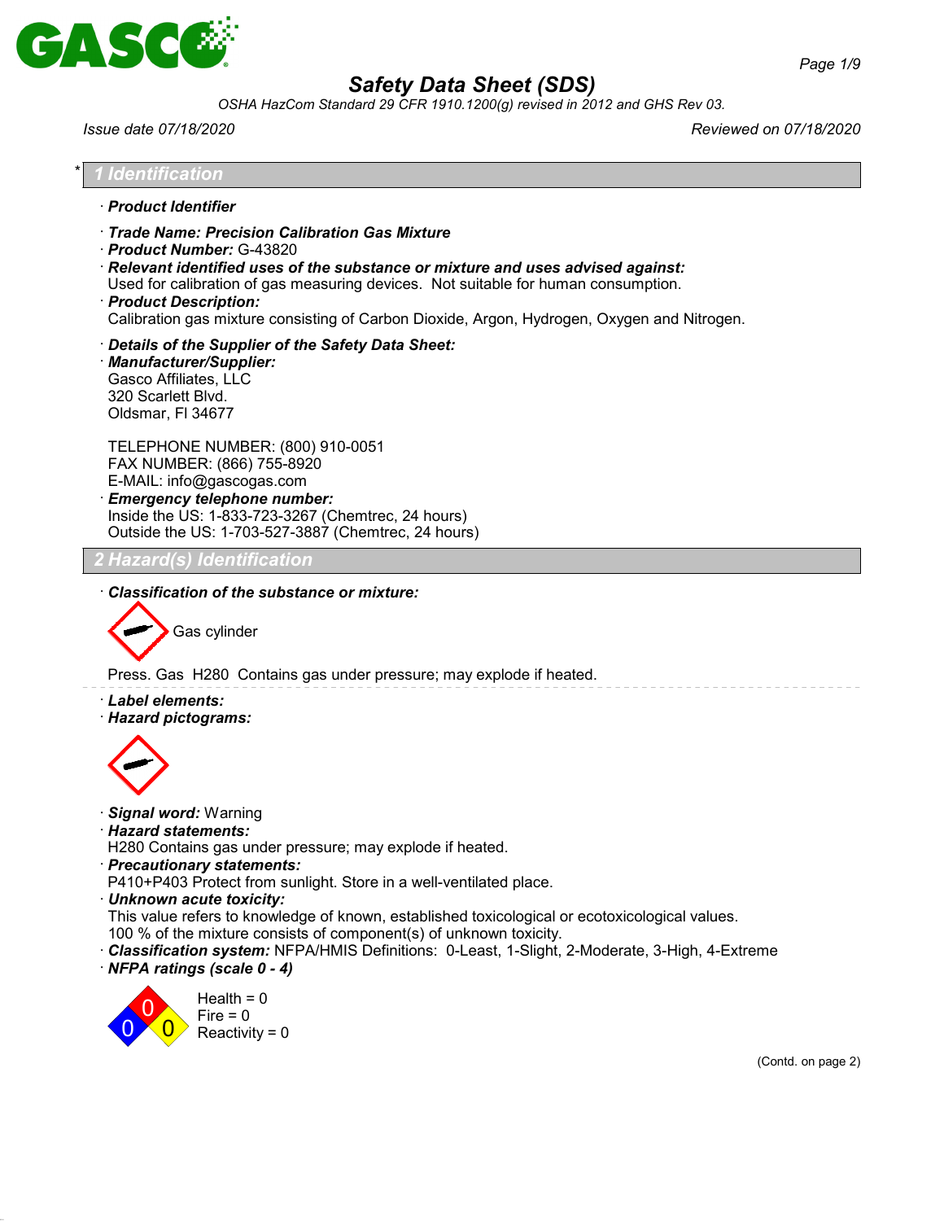# Safety Data Sheet (SDS)

OSHA HazCom Standard 29 CFR 1910.1200(g) revised in 2012 and GHS Rev 03.

Issue date 07/18/2020 | Reviewed on 07/18/2020

## * 1 Identification

· **Product Identifier**

· **Trade Name: Precision Calibration Gas Mixture**
· **Product Number:** G-43820
· **Relevant identified uses of the substance or mixture and uses advised against:**
Used for calibration of gas measuring devices. Not suitable for human consumption.
· **Product Description:**
Calibration gas mixture consisting of Carbon Dioxide, Argon, Hydrogen, Oxygen and Nitrogen.

· **Details of the Supplier of the Safety Data Sheet:**
· **Manufacturer/Supplier:**
Gasco Affiliates, LLC
320 Scarlett Blvd.
Oldsmar, Fl 34677

TELEPHONE NUMBER: (800) 910-0051
FAX NUMBER: (866) 755-8920
E-MAIL: info@gascogas.com
· **Emergency telephone number:**
Inside the US: 1-833-723-3267 (Chemtrec, 24 hours)
Outside the US: 1-703-527-3887 (Chemtrec, 24 hours)

## 2 Hazard(s) Identification

· **Classification of the substance or mixture:**

Gas cylinder

Press. Gas H280 Contains gas under pressure; may explode if heated.

· **Label elements:**
· **Hazard pictograms:**

· **Signal word:** Warning
· **Hazard statements:**
H280 Contains gas under pressure; may explode if heated.
· **Precautionary statements:**
P410+P403 Protect from sunlight. Store in a well-ventilated place.
· **Unknown acute toxicity:**
This value refers to knowledge of known, established toxicological or ecotoxicological values.
100 % of the mixture consists of component(s) of unknown toxicity.
· **Classification system:** NFPA/HMIS Definitions: 0-Least, 1-Slight, 2-Moderate, 3-High, 4-Extreme
· **NFPA ratings (scale 0 - 4)**

Health = 0
Fire = 0
Reactivity = 0

(Contd. on page 2)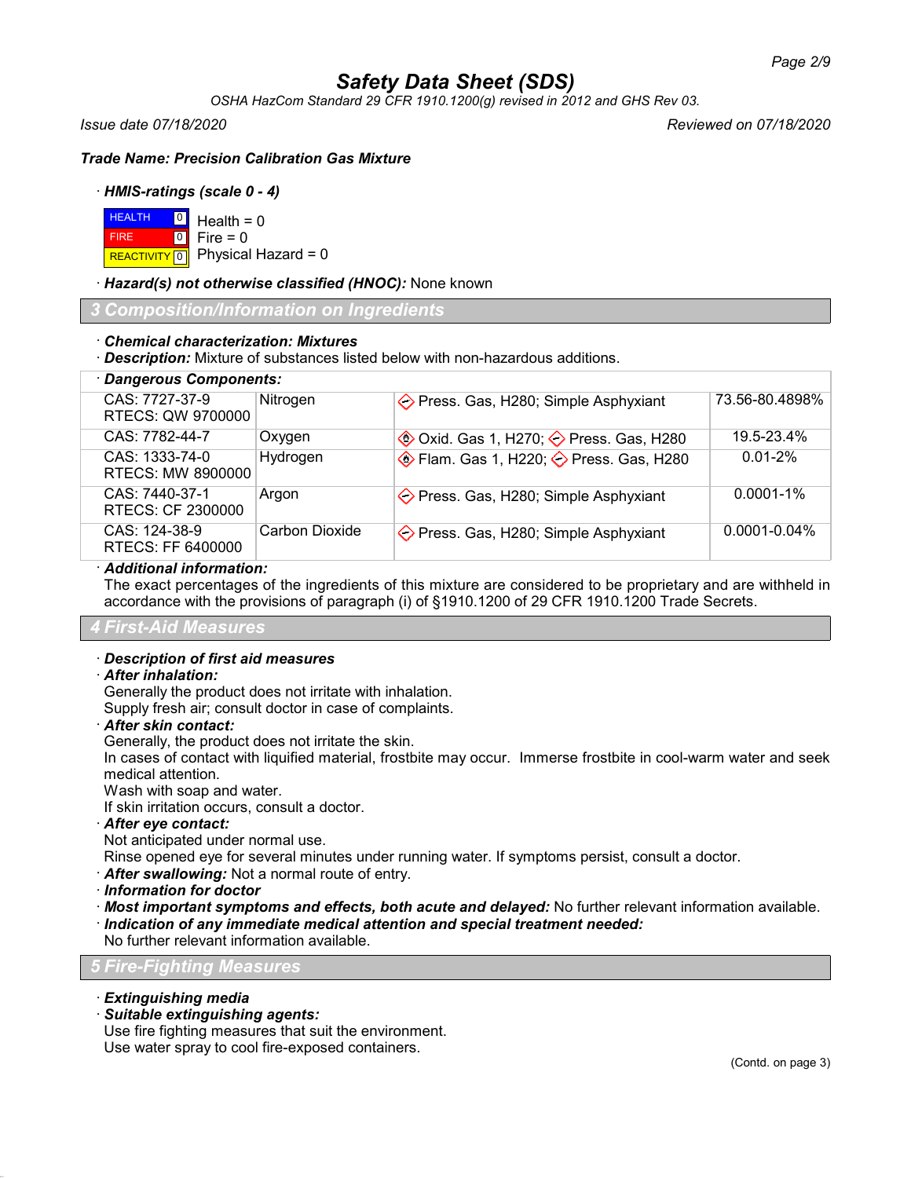# Safety Data Sheet (SDS)

*OSHA HazCom Standard 29 CFR 1910.1200(g) revised in 2012 and GHS Rev 03.*

*Issue date 07/18/2020* *Reviewed on 07/18/2020*

***Trade Name: Precision Calibration Gas Mixture***

· ***HMIS-ratings (scale 0 - 4)***

| | | |
|---|---|---|
| HEALTH | 0 | Health = 0 |
| FIRE | 0 | Fire = 0 |
| REACTIVITY | 0 | Physical Hazard = 0 |

· ***Hazard(s) not otherwise classified (HNOC):*** None known

## 3 Composition/Information on Ingredients

· ***Chemical characterization: Mixtures***
· ***Description:*** Mixture of substances listed below with non-hazardous additions.

· ***Dangerous Components:***

| | | | |
|---|---|---|---|
| CAS: 7727-37-9<br>RTECS: QW 9700000 | Nitrogen | Press. Gas, H280; Simple Asphyxiant | 73.56-80.4898% |
| CAS: 7782-44-7 | Oxygen | Oxid. Gas 1, H270; Press. Gas, H280 | 19.5-23.4% |
| CAS: 1333-74-0<br>RTECS: MW 8900000 | Hydrogen | Flam. Gas 1, H220; Press. Gas, H280 | 0.01-2% |
| CAS: 7440-37-1<br>RTECS: CF 2300000 | Argon | Press. Gas, H280; Simple Asphyxiant | 0.0001-1% |
| CAS: 124-38-9<br>RTECS: FF 6400000 | Carbon Dioxide | Press. Gas, H280; Simple Asphyxiant | 0.0001-0.04% |

· ***Additional information:***
The exact percentages of the ingredients of this mixture are considered to be proprietary and are withheld in accordance with the provisions of paragraph (i) of §1910.1200 of 29 CFR 1910.1200 Trade Secrets.

## 4 First-Aid Measures

· ***Description of first aid measures***
· ***After inhalation:***
Generally the product does not irritate with inhalation.
Supply fresh air; consult doctor in case of complaints.
· ***After skin contact:***
Generally, the product does not irritate the skin.
In cases of contact with liquified material, frostbite may occur. Immerse frostbite in cool-warm water and seek medical attention.
Wash with soap and water.
If skin irritation occurs, consult a doctor.
· ***After eye contact:***
Not anticipated under normal use.
Rinse opened eye for several minutes under running water. If symptoms persist, consult a doctor.
· ***After swallowing:*** Not a normal route of entry.
· ***Information for doctor***
· ***Most important symptoms and effects, both acute and delayed:*** No further relevant information available.
· ***Indication of any immediate medical attention and special treatment needed:***
No further relevant information available.

## 5 Fire-Fighting Measures

· ***Extinguishing media***
· ***Suitable extinguishing agents:***
Use fire fighting measures that suit the environment.
Use water spray to cool fire-exposed containers.

(Contd. on page 3)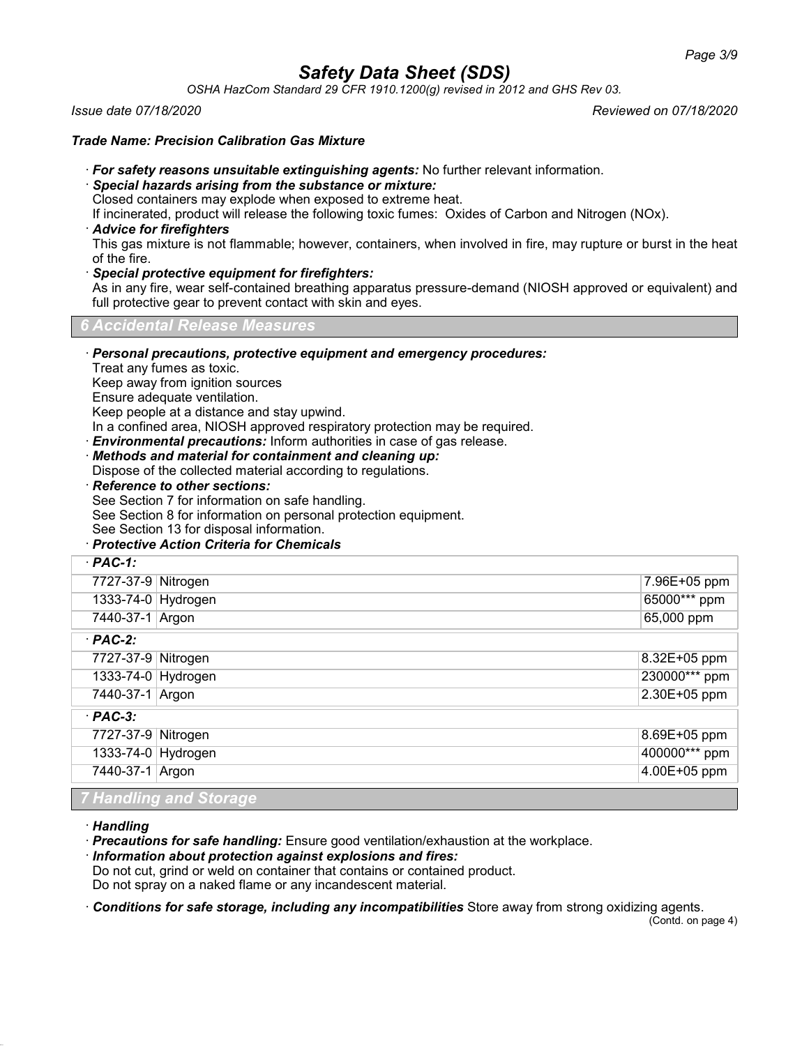**Safety Data Sheet (SDS)**

*OSHA HazCom Standard 29 CFR 1910.1200(g) revised in 2012 and GHS Rev 03.*

*Issue date 07/18/2020* *Reviewed on 07/18/2020*

***Trade Name: Precision Calibration Gas Mixture***

· ***For safety reasons unsuitable extinguishing agents:*** No further relevant information.

· ***Special hazards arising from the substance or mixture:***
Closed containers may explode when exposed to extreme heat.
If incinerated, product will release the following toxic fumes: Oxides of Carbon and Nitrogen (NOx).

· ***Advice for firefighters***
This gas mixture is not flammable; however, containers, when involved in fire, may rupture or burst in the heat of the fire.

· ***Special protective equipment for firefighters:***
As in any fire, wear self-contained breathing apparatus pressure-demand (NIOSH approved or equivalent) and full protective gear to prevent contact with skin and eyes.

## 6 Accidental Release Measures

· ***Personal precautions, protective equipment and emergency procedures:***
Treat any fumes as toxic.
Keep away from ignition sources
Ensure adequate ventilation.
Keep people at a distance and stay upwind.
In a confined area, NIOSH approved respiratory protection may be required.

· ***Environmental precautions:*** Inform authorities in case of gas release.

· ***Methods and material for containment and cleaning up:***
Dispose of the collected material according to regulations.

· ***Reference to other sections:***
See Section 7 for information on safe handling.
See Section 8 for information on personal protection equipment.
See Section 13 for disposal information.

· ***Protective Action Criteria for Chemicals***

| · ***PAC-1:*** | | |
|---|---|---|
| 7727-37-9 | Nitrogen | 7.96E+05 ppm |
| 1333-74-0 | Hydrogen | 65000*** ppm |
| 7440-37-1 | Argon | 65,000 ppm |
| · ***PAC-2:*** | | |
| 7727-37-9 | Nitrogen | 8.32E+05 ppm |
| 1333-74-0 | Hydrogen | 230000*** ppm |
| 7440-37-1 | Argon | 2.30E+05 ppm |
| · ***PAC-3:*** | | |
| 7727-37-9 | Nitrogen | 8.69E+05 ppm |
| 1333-74-0 | Hydrogen | 400000*** ppm |
| 7440-37-1 | Argon | 4.00E+05 ppm |

## 7 Handling and Storage

· ***Handling***

· ***Precautions for safe handling:*** Ensure good ventilation/exhaustion at the workplace.

· ***Information about protection against explosions and fires:***
Do not cut, grind or weld on container that contains or contained product.
Do not spray on a naked flame or any incandescent material.

· ***Conditions for safe storage, including any incompatibilities*** Store away from strong oxidizing agents.

(Contd. on page 4)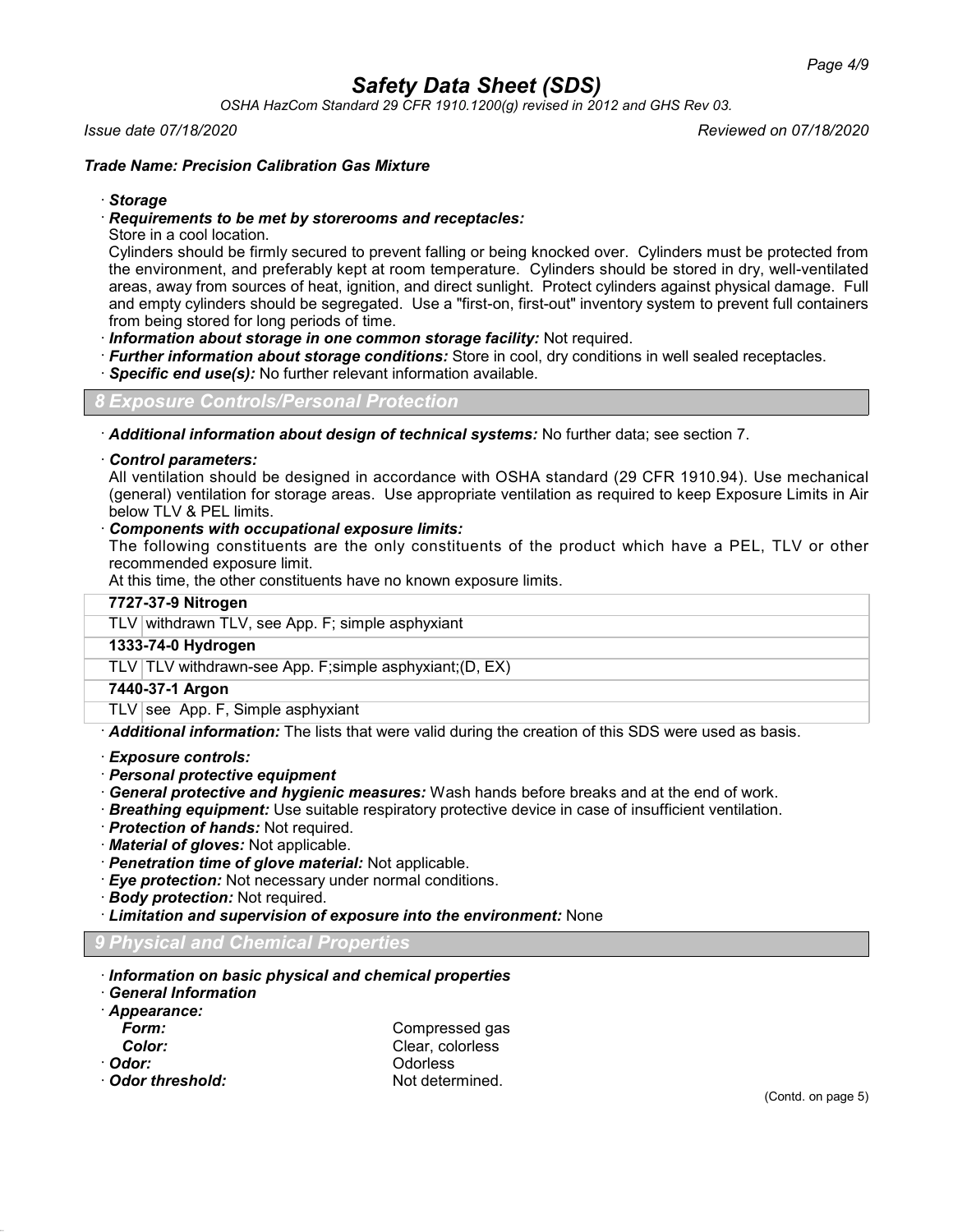**Trade Name: Precision Calibration Gas Mixture**

· ***Storage***

· ***Requirements to be met by storerooms and receptacles:***

Store in a cool location.

Cylinders should be firmly secured to prevent falling or being knocked over. Cylinders must be protected from the environment, and preferably kept at room temperature. Cylinders should be stored in dry, well-ventilated areas, away from sources of heat, ignition, and direct sunlight. Protect cylinders against physical damage. Full and empty cylinders should be segregated. Use a "first-on, first-out" inventory system to prevent full containers from being stored for long periods of time.

· ***Information about storage in one common storage facility:*** Not required.

· ***Further information about storage conditions:*** Store in cool, dry conditions in well sealed receptacles.

· ***Specific end use(s):*** No further relevant information available.

## 8 Exposure Controls/Personal Protection

· ***Additional information about design of technical systems:*** No further data; see section 7.

· ***Control parameters:***

All ventilation should be designed in accordance with OSHA standard (29 CFR 1910.94). Use mechanical (general) ventilation for storage areas. Use appropriate ventilation as required to keep Exposure Limits in Air below TLV & PEL limits.

· ***Components with occupational exposure limits:***

The following constituents are the only constituents of the product which have a PEL, TLV or other recommended exposure limit.

At this time, the other constituents have no known exposure limits.

| **7727-37-9 Nitrogen** | |
|---|---|
| TLV | withdrawn TLV, see App. F; simple asphyxiant |
| **1333-74-0 Hydrogen** | |
| TLV | TLV withdrawn-see App. F;simple asphyxiant;(D, EX) |
| **7440-37-1 Argon** | |
| TLV | see App. F, Simple asphyxiant |

· ***Additional information:*** The lists that were valid during the creation of this SDS were used as basis.

· ***Exposure controls:***

· ***Personal protective equipment***

· ***General protective and hygienic measures:*** Wash hands before breaks and at the end of work.

· ***Breathing equipment:*** Use suitable respiratory protective device in case of insufficient ventilation.

· ***Protection of hands:*** Not required.

· ***Material of gloves:*** Not applicable.

· ***Penetration time of glove material:*** Not applicable.

· ***Eye protection:*** Not necessary under normal conditions.

· ***Body protection:*** Not required.

· ***Limitation and supervision of exposure into the environment:*** None

## 9 Physical and Chemical Properties

· ***Information on basic physical and chemical properties***

· ***General Information***

· ***Appearance:***

- ***Form:*** Compressed gas
- ***Color:*** Clear, colorless

· ***Odor:*** Odorless

· ***Odor threshold:*** Not determined.

(Contd. on page 5)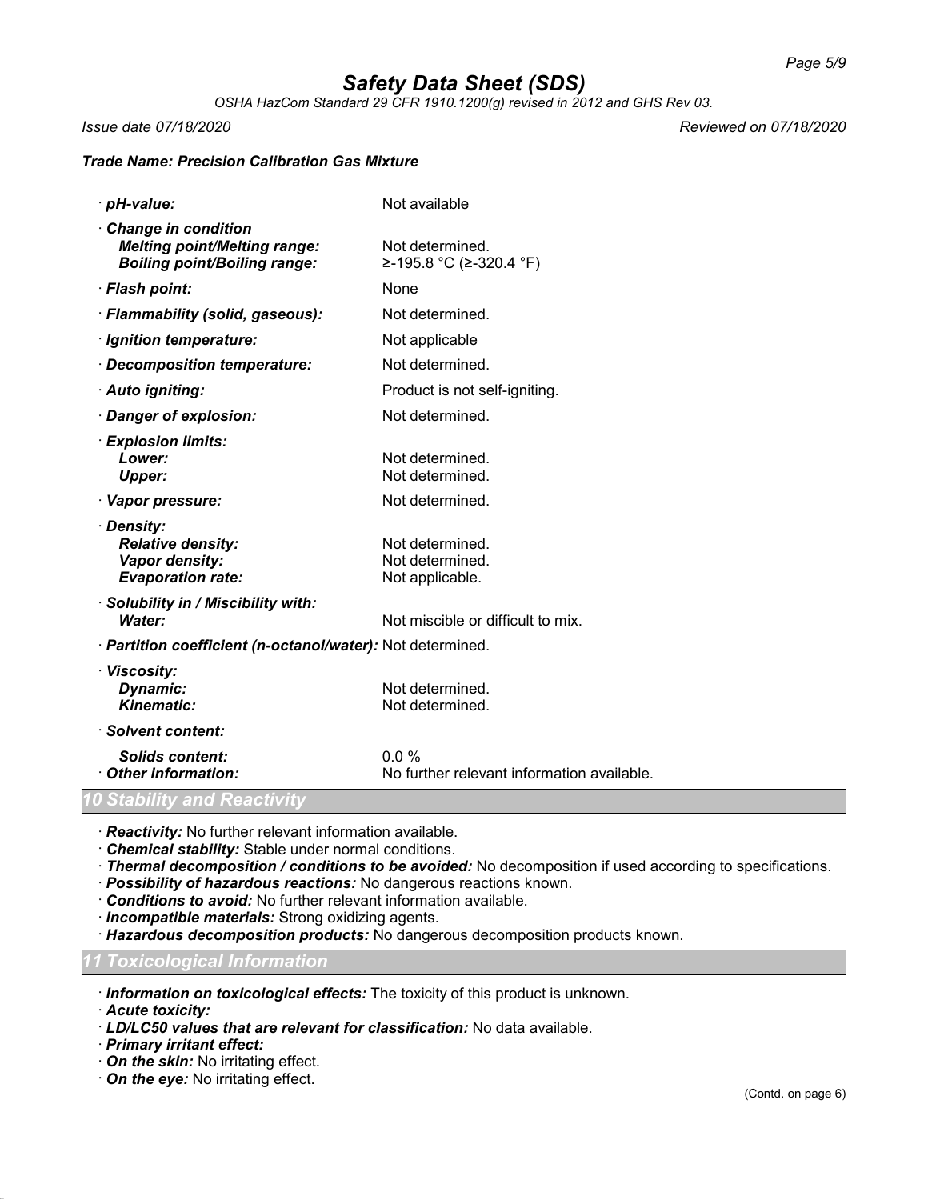Safety Data Sheet (SDS)

OSHA HazCom Standard 29 CFR 1910.1200(g) revised in 2012 and GHS Rev 03.

Issue date 07/18/2020 Reviewed on 07/18/2020

**Trade Name: Precision Calibration Gas Mixture**

- · ***pH-value:*** Not available
- · ***Change in condition***
  - ***Melting point/Melting range:*** Not determined.
  - ***Boiling point/Boiling range:*** ≥-195.8 °C (≥-320.4 °F)
- · ***Flash point:*** None
- · ***Flammability (solid, gaseous):*** Not determined.
- · ***Ignition temperature:*** Not applicable
- · ***Decomposition temperature:*** Not determined.
- · ***Auto igniting:*** Product is not self-igniting.
- · ***Danger of explosion:*** Not determined.
- · ***Explosion limits:***
  - ***Lower:*** Not determined.
  - ***Upper:*** Not determined.
- · ***Vapor pressure:*** Not determined.
- · ***Density:***
  - ***Relative density:*** Not determined.
  - ***Vapor density:*** Not determined.
  - ***Evaporation rate:*** Not applicable.
- · ***Solubility in / Miscibility with:***
  - ***Water:*** Not miscible or difficult to mix.
- · ***Partition coefficient (n-octanol/water):*** Not determined.
- · ***Viscosity:***
  - ***Dynamic:*** Not determined.
  - ***Kinematic:*** Not determined.
- · ***Solvent content:***
  - ***Solids content:*** 0.0 %
- · ***Other information:*** No further relevant information available.

## 10 Stability and Reactivity

- · ***Reactivity:*** No further relevant information available.
- · ***Chemical stability:*** Stable under normal conditions.
- · ***Thermal decomposition / conditions to be avoided:*** No decomposition if used according to specifications.
- · ***Possibility of hazardous reactions:*** No dangerous reactions known.
- · ***Conditions to avoid:*** No further relevant information available.
- · ***Incompatible materials:*** Strong oxidizing agents.
- · ***Hazardous decomposition products:*** No dangerous decomposition products known.

## 11 Toxicological Information

- · ***Information on toxicological effects:*** The toxicity of this product is unknown.
- · ***Acute toxicity:***
- · ***LD/LC50 values that are relevant for classification:*** No data available.
- · ***Primary irritant effect:***
- · ***On the skin:*** No irritating effect.
- · ***On the eye:*** No irritating effect.

(Contd. on page 6)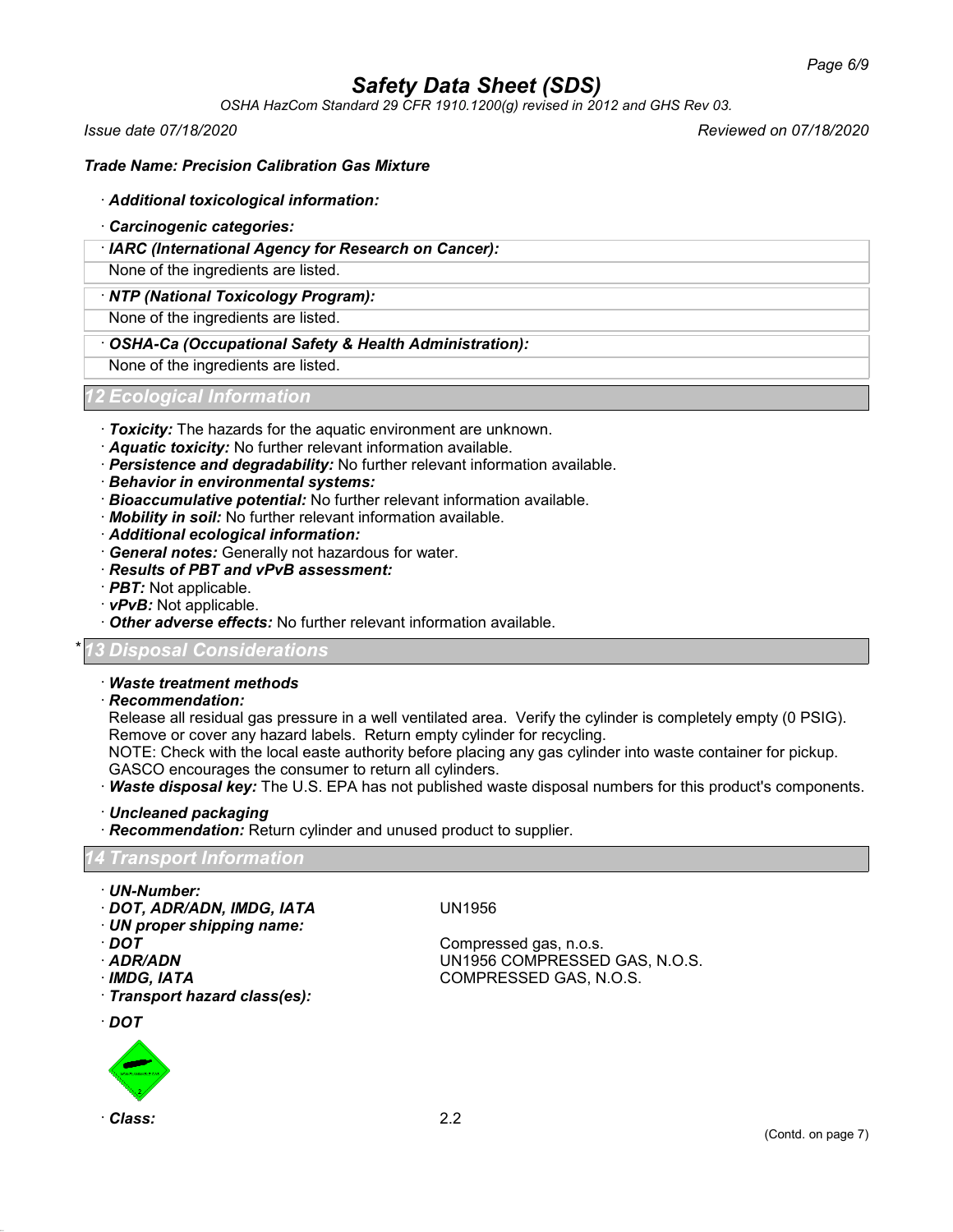# Safety Data Sheet (SDS)

*OSHA HazCom Standard 29 CFR 1910.1200(g) revised in 2012 and GHS Rev 03.*

*Issue date 07/18/2020* *Reviewed on 07/18/2020*

***Trade Name: Precision Calibration Gas Mixture***

· ***Additional toxicological information:***

· ***Carcinogenic categories:***

· ***IARC (International Agency for Research on Cancer):***

None of the ingredients are listed.

· ***NTP (National Toxicology Program):***

None of the ingredients are listed.

· ***OSHA-Ca (Occupational Safety & Health Administration):***

None of the ingredients are listed.

## 12 Ecological Information

· ***Toxicity:*** The hazards for the aquatic environment are unknown.
· ***Aquatic toxicity:*** No further relevant information available.
· ***Persistence and degradability:*** No further relevant information available.
· ***Behavior in environmental systems:***
· ***Bioaccumulative potential:*** No further relevant information available.
· ***Mobility in soil:*** No further relevant information available.
· ***Additional ecological information:***
· ***General notes:*** Generally not hazardous for water.
· ***Results of PBT and vPvB assessment:***
· ***PBT:*** Not applicable.
· ***vPvB:*** Not applicable.
· ***Other adverse effects:*** No further relevant information available.

## * 13 Disposal Considerations

· ***Waste treatment methods***
· ***Recommendation:***
Release all residual gas pressure in a well ventilated area. Verify the cylinder is completely empty (0 PSIG). Remove or cover any hazard labels. Return empty cylinder for recycling.
NOTE: Check with the local easte authority before placing any gas cylinder into waste container for pickup. GASCO encourages the consumer to return all cylinders.
· ***Waste disposal key:*** The U.S. EPA has not published waste disposal numbers for this product's components.

· ***Uncleaned packaging***
· ***Recommendation:*** Return cylinder and unused product to supplier.

## 14 Transport Information

· ***UN-Number:***
· ***DOT, ADR/ADN, IMDG, IATA*** UN1956
· ***UN proper shipping name:***
· ***DOT*** Compressed gas, n.o.s.
· ***ADR/ADN*** UN1956 COMPRESSED GAS, N.O.S.
· ***IMDG, IATA*** COMPRESSED GAS, N.O.S.
· ***Transport hazard class(es):***

· ***DOT***

· ***Class:*** 2.2

(Contd. on page 7)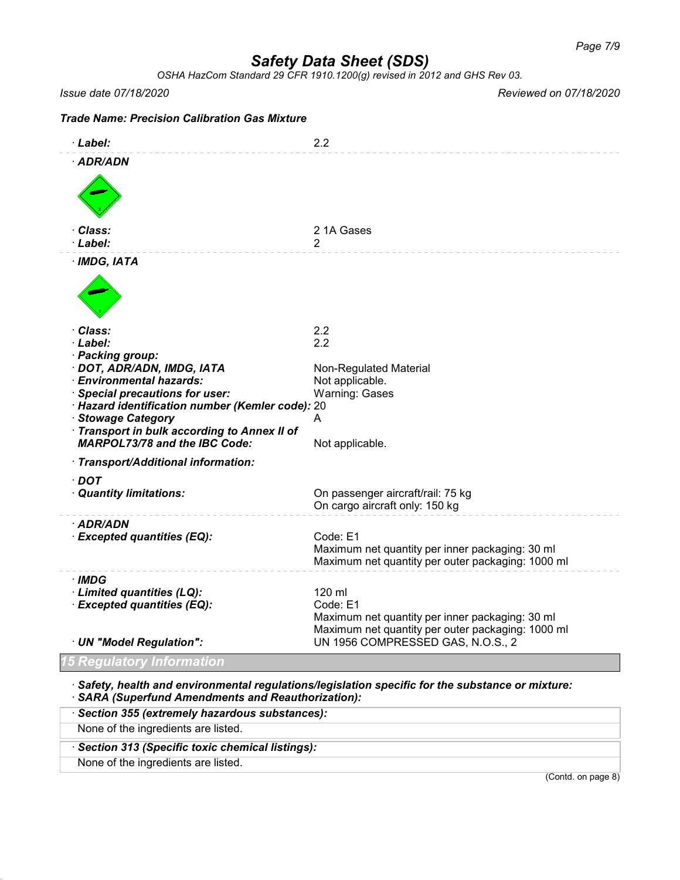Safety Data Sheet (SDS)

OSHA HazCom Standard 29 CFR 1910.1200(g) revised in 2012 and GHS Rev 03.

*Issue date 07/18/2020* *Reviewed on 07/18/2020*

***Trade Name: Precision Calibration Gas Mixture***

· **Label:** 2.2

· **ADR/ADN**

· **Class:** 2 1A Gases
· **Label:** 2

· **IMDG, IATA**

· **Class:** 2.2
· **Label:** 2.2
· **Packing group:**
· **DOT, ADR/ADN, IMDG, IATA** Non-Regulated Material
· **Environmental hazards:** Not applicable.
· **Special precautions for user:** Warning: Gases
· **Hazard identification number (Kemler code):** 20
· **Stowage Category** A
· **Transport in bulk according to Annex II of MARPOL73/78 and the IBC Code:** Not applicable.

· **Transport/Additional information:**

· **DOT**
· **Quantity limitations:** On passenger aircraft/rail: 75 kg
On cargo aircraft only: 150 kg

· **ADR/ADN**
· **Excepted quantities (EQ):** Code: E1
Maximum net quantity per inner packaging: 30 ml
Maximum net quantity per outer packaging: 1000 ml

· **IMDG**
· **Limited quantities (LQ):** 120 ml
· **Excepted quantities (EQ):** Code: E1
Maximum net quantity per inner packaging: 30 ml
Maximum net quantity per outer packaging: 1000 ml
· **UN "Model Regulation":** UN 1956 COMPRESSED GAS, N.O.S., 2

## 15 Regulatory Information

· **Safety, health and environmental regulations/legislation specific for the substance or mixture:**
· **SARA (Superfund Amendments and Reauthorization):**

· **Section 355 (extremely hazardous substances):**
None of the ingredients are listed.

· **Section 313 (Specific toxic chemical listings):**
None of the ingredients are listed.

(Contd. on page 8)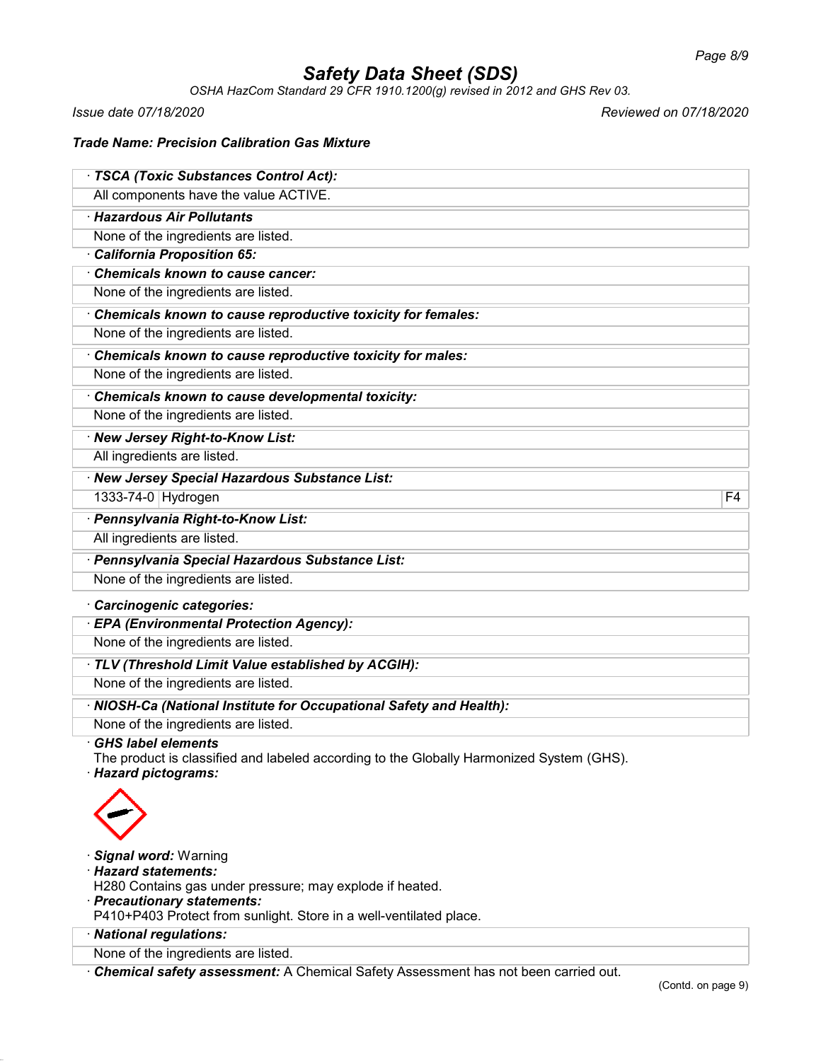# Safety Data Sheet (SDS)

*OSHA HazCom Standard 29 CFR 1910.1200(g) revised in 2012 and GHS Rev 03.*

*Issue date 07/18/2020* *Reviewed on 07/18/2020*

***Trade Name: Precision Calibration Gas Mixture***

· **TSCA (Toxic Substances Control Act):**

All components have the value ACTIVE.

· **Hazardous Air Pollutants**

None of the ingredients are listed.

· **California Proposition 65:**

· **Chemicals known to cause cancer:**

None of the ingredients are listed.

· **Chemicals known to cause reproductive toxicity for females:**

None of the ingredients are listed.

· **Chemicals known to cause reproductive toxicity for males:**

None of the ingredients are listed.

· **Chemicals known to cause developmental toxicity:**

None of the ingredients are listed.

· **New Jersey Right-to-Know List:**

All ingredients are listed.

· **New Jersey Special Hazardous Substance List:**

| 1333-74-0 | Hydrogen | F4 |
|---|---|---|

· **Pennsylvania Right-to-Know List:**

All ingredients are listed.

· **Pennsylvania Special Hazardous Substance List:**

None of the ingredients are listed.

· **Carcinogenic categories:**

· **EPA (Environmental Protection Agency):**

None of the ingredients are listed.

· **TLV (Threshold Limit Value established by ACGIH):**

None of the ingredients are listed.

· **NIOSH-Ca (National Institute for Occupational Safety and Health):**

None of the ingredients are listed.

· **GHS label elements**

The product is classified and labeled according to the Globally Harmonized System (GHS).

· **Hazard pictograms:**

· **Signal word:** Warning

· **Hazard statements:**

H280 Contains gas under pressure; may explode if heated.

· **Precautionary statements:**

P410+P403 Protect from sunlight. Store in a well-ventilated place.

· **National regulations:**

None of the ingredients are listed.

· **Chemical safety assessment:** A Chemical Safety Assessment has not been carried out.

(Contd. on page 9)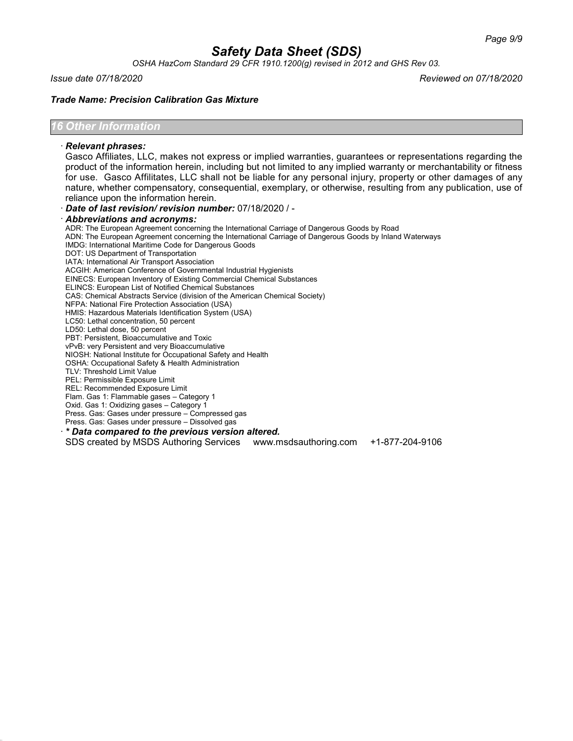# Safety Data Sheet (SDS)

*OSHA HazCom Standard 29 CFR 1910.1200(g) revised in 2012 and GHS Rev 03.*

*Issue date 07/18/2020* *Reviewed on 07/18/2020*

***Trade Name: Precision Calibration Gas Mixture***

## 16 Other Information

· ***Relevant phrases:***

Gasco Affiliates, LLC, makes not express or implied warranties, guarantees or representations regarding the product of the information herein, including but not limited to any implied warranty or merchantability or fitness for use. Gasco Affilitates, LLC shall not be liable for any personal injury, property or other damages of any nature, whether compensatory, consequential, exemplary, or otherwise, resulting from any publication, use of reliance upon the information herein.

· ***Date of last revision/ revision number:*** 07/18/2020 / -

· ***Abbreviations and acronyms:***

ADR: The European Agreement concerning the International Carriage of Dangerous Goods by Road
ADN: The European Agreement concerning the International Carriage of Dangerous Goods by Inland Waterways
IMDG: International Maritime Code for Dangerous Goods
DOT: US Department of Transportation
IATA: International Air Transport Association
ACGIH: American Conference of Governmental Industrial Hygienists
EINECS: European Inventory of Existing Commercial Chemical Substances
ELINCS: European List of Notified Chemical Substances
CAS: Chemical Abstracts Service (division of the American Chemical Society)
NFPA: National Fire Protection Association (USA)
HMIS: Hazardous Materials Identification System (USA)
LC50: Lethal concentration, 50 percent
LD50: Lethal dose, 50 percent
PBT: Persistent, Bioaccumulative and Toxic
vPvB: very Persistent and very Bioaccumulative
NIOSH: National Institute for Occupational Safety and Health
OSHA: Occupational Safety & Health Administration
TLV: Threshold Limit Value
PEL: Permissible Exposure Limit
REL: Recommended Exposure Limit
Flam. Gas 1: Flammable gases – Category 1
Oxid. Gas 1: Oxidizing gases – Category 1
Press. Gas: Gases under pressure – Compressed gas
Press. Gas: Gases under pressure – Dissolved gas

· ***\* Data compared to the previous version altered.***

SDS created by MSDS Authoring Services www.msdsauthoring.com +1-877-204-9106